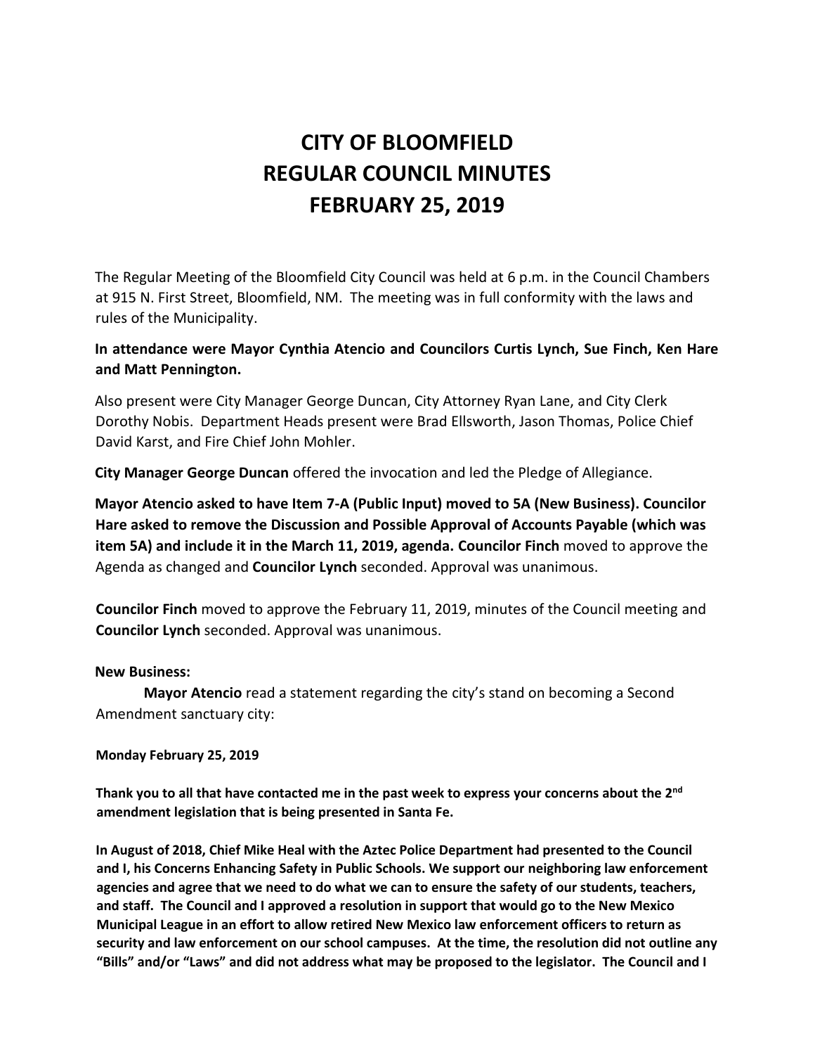# CITY OF BLOOMFIELD
# REGULAR COUNCIL MINUTES
# FEBRUARY 25, 2019

The Regular Meeting of the Bloomfield City Council was held at 6 p.m. in the Council Chambers at 915 N. First Street, Bloomfield, NM. The meeting was in full conformity with the laws and rules of the Municipality.

**In attendance were Mayor Cynthia Atencio and Councilors Curtis Lynch, Sue Finch, Ken Hare and Matt Pennington.**

Also present were City Manager George Duncan, City Attorney Ryan Lane, and City Clerk Dorothy Nobis. Department Heads present were Brad Ellsworth, Jason Thomas, Police Chief David Karst, and Fire Chief John Mohler.

**City Manager George Duncan** offered the invocation and led the Pledge of Allegiance.

**Mayor Atencio asked to have Item 7-A (Public Input) moved to 5A (New Business). Councilor Hare asked to remove the Discussion and Possible Approval of Accounts Payable (which was item 5A) and include it in the March 11, 2019, agenda. Councilor Finch** moved to approve the Agenda as changed and **Councilor Lynch** seconded. Approval was unanimous.

**Councilor Finch** moved to approve the February 11, 2019, minutes of the Council meeting and **Councilor Lynch** seconded. Approval was unanimous.

**New Business:**

**Mayor Atencio** read a statement regarding the city's stand on becoming a Second Amendment sanctuary city:

**Monday February 25, 2019**

**Thank you to all that have contacted me in the past week to express your concerns about the 2nd amendment legislation that is being presented in Santa Fe.**

**In August of 2018, Chief Mike Heal with the Aztec Police Department had presented to the Council and I, his Concerns Enhancing Safety in Public Schools. We support our neighboring law enforcement agencies and agree that we need to do what we can to ensure the safety of our students, teachers, and staff. The Council and I approved a resolution in support that would go to the New Mexico Municipal League in an effort to allow retired New Mexico law enforcement officers to return as security and law enforcement on our school campuses. At the time, the resolution did not outline any "Bills" and/or "Laws" and did not address what may be proposed to the legislator. The Council and I**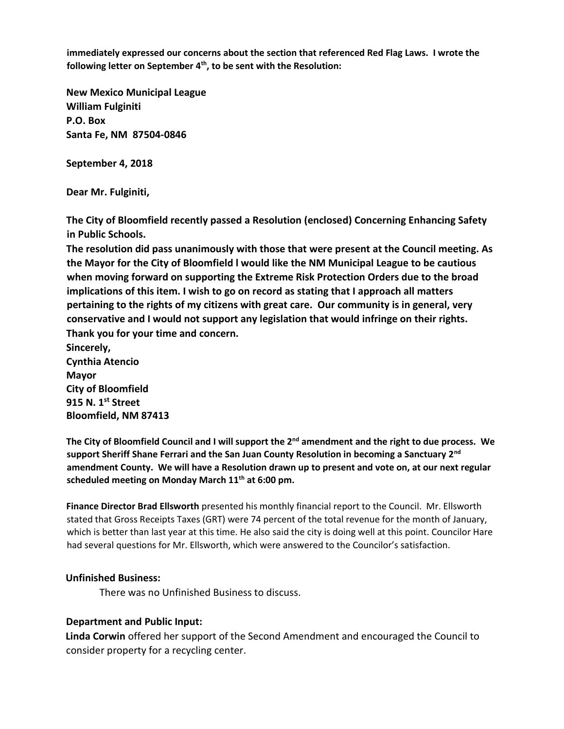**immediately expressed our concerns about the section that referenced Red Flag Laws. I wrote the following letter on September 4th, to be sent with the Resolution:**

**New Mexico Municipal League**
**William Fulginiti**
**P.O. Box**
**Santa Fe, NM 87504-0846**

**September 4, 2018**

**Dear Mr. Fulginiti,**

**The City of Bloomfield recently passed a Resolution (enclosed) Concerning Enhancing Safety in Public Schools.**
**The resolution did pass unanimously with those that were present at the Council meeting. As the Mayor for the City of Bloomfield l would like the NM Municipal League to be cautious when moving forward on supporting the Extreme Risk Protection Orders due to the broad implications of this item. I wish to go on record as stating that I approach all matters pertaining to the rights of my citizens with great care. Our community is in general, very conservative and I would not support any legislation that would infringe on their rights.**
**Thank you for your time and concern.**
**Sincerely,**
**Cynthia Atencio**
**Mayor**
**City of Bloomfield**
**915 N. 1st Street**
**Bloomfield, NM 87413**

**The City of Bloomfield Council and I will support the 2nd amendment and the right to due process. We support Sheriff Shane Ferrari and the San Juan County Resolution in becoming a Sanctuary 2nd amendment County. We will have a Resolution drawn up to present and vote on, at our next regular scheduled meeting on Monday March 11th at 6:00 pm.**

**Finance Director Brad Ellsworth** presented his monthly financial report to the Council. Mr. Ellsworth stated that Gross Receipts Taxes (GRT) were 74 percent of the total revenue for the month of January, which is better than last year at this time. He also said the city is doing well at this point. Councilor Hare had several questions for Mr. Ellsworth, which were answered to the Councilor's satisfaction.

**Unfinished Business:**

There was no Unfinished Business to discuss.

**Department and Public Input:**

**Linda Corwin** offered her support of the Second Amendment and encouraged the Council to consider property for a recycling center.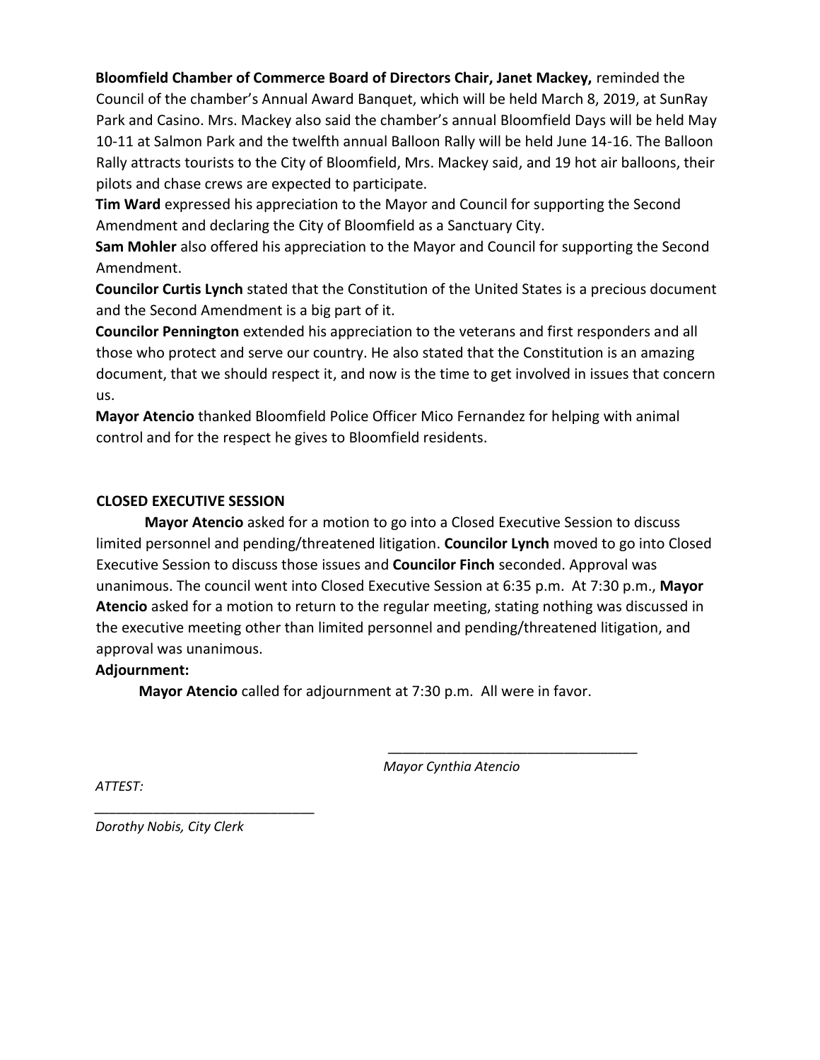**Bloomfield Chamber of Commerce Board of Directors Chair, Janet Mackey,** reminded the Council of the chamber's Annual Award Banquet, which will be held March 8, 2019, at SunRay Park and Casino. Mrs. Mackey also said the chamber's annual Bloomfield Days will be held May 10-11 at Salmon Park and the twelfth annual Balloon Rally will be held June 14-16. The Balloon Rally attracts tourists to the City of Bloomfield, Mrs. Mackey said, and 19 hot air balloons, their pilots and chase crews are expected to participate.

**Tim Ward** expressed his appreciation to the Mayor and Council for supporting the Second Amendment and declaring the City of Bloomfield as a Sanctuary City.

**Sam Mohler** also offered his appreciation to the Mayor and Council for supporting the Second Amendment.

**Councilor Curtis Lynch** stated that the Constitution of the United States is a precious document and the Second Amendment is a big part of it.

**Councilor Pennington** extended his appreciation to the veterans and first responders and all those who protect and serve our country. He also stated that the Constitution is an amazing document, that we should respect it, and now is the time to get involved in issues that concern us.

**Mayor Atencio** thanked Bloomfield Police Officer Mico Fernandez for helping with animal control and for the respect he gives to Bloomfield residents.

**CLOSED EXECUTIVE SESSION**

**Mayor Atencio** asked for a motion to go into a Closed Executive Session to discuss limited personnel and pending/threatened litigation. **Councilor Lynch** moved to go into Closed Executive Session to discuss those issues and **Councilor Finch** seconded. Approval was unanimous. The council went into Closed Executive Session at 6:35 p.m. At 7:30 p.m., **Mayor Atencio** asked for a motion to return to the regular meeting, stating nothing was discussed in the executive meeting other than limited personnel and pending/threatened litigation, and approval was unanimous.

**Adjournment:**

**Mayor Atencio** called for adjournment at 7:30 p.m. All were in favor.

_________________________________

*Mayor Cynthia Atencio*

*ATTEST:*

_____________________________

*Dorothy Nobis, City Clerk*